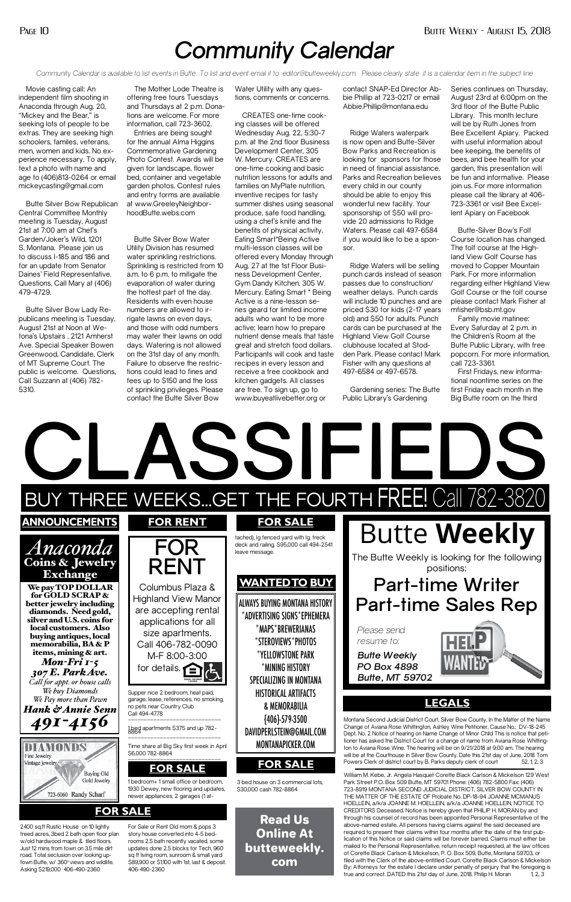# Community Calendar

*Community Calendar is available to list events in Butte. To list and event email it to editor@butteweekly.com. Please clearly state it is a calendar item in the subject line*

Movie casting call: An independent film shooting in Anaconda through Aug. 20, "Mickey and the Bear," is seeking lots of people to be extras. They are seeking high schoolers, familes, veterans, men, women and kids. No experience necessary. To apply, text a photo with name and age to (406)813-0264 or email mickeycasting@gmail.com

Butte Silver Bow Republican Central Committee Monthly meeting is Tuesday, August 21st at 7:00 am at Chef's Garden/Joker's Wild, 1201 S. Montana. Please join us to discuss I-185 and 186 and for an update from Senator Daines' Field Representative. Questions, Call Mary at (406) 479-4729.

Butte Silver Bow Lady Republicans meeting is Tuesday, August 21st at Noon at Wetona's Upstairs , 2121 Amherst Ave. Special Speaker Bowen Greenwood, Candidate, Clerk of MT Supreme Court. The public is welcome. Questions, Call Suzzann at (406) 782-5310.

The Mother Lode Theatre is offering free tours Tuesdays and Thursdays at 2 p.m. Donations are welcome. For more information, call 723-3602.

Entries are being sought for the annual Alma Higgins Commemorative Gardening Photo Contest. Awards will be given for landscape, flower bed, container and vegetable garden photos. Contest rules and entry forms are available at www.GreeleyNeighborhoodButte.webs.com

Butte Silver Bow Water Utility Division has resumed water sprinkling restrictions. Sprinkling is restricted from 10 a.m. to 6 p.m. to mitigate the evaporation of water during the hottest part of the day. Residents with even house numbers are allowed to irrigate lawns on even days, and those with odd numbers may water their lawns on odd days. Watering is not allowed on the 31st day of any month. Failure to observe the restrictions could lead to fines and fees up to $150 and the loss of sprinkling privileges. Please contact the Butte Silver Bow Water Utility with any questions, comments or concerns.

CREATES one-time cooking classes will be offered Wednesday Aug. 22, 5:30-7 p.m. at the 2nd floor Business Development Center, 305 W. Mercury. CREATES are one-time cooking and basic nutrition lessons for adults and families on MyPlate nutrition, inventive recipes for tasty summer dishes using seasonal produce, safe food handling, using a chef's knife and the benefits of physical activity. Eating Smart*Being Active multi-lesson classes will be offered every Monday through Aug. 27 at the 1st Floor Business Development Center, Gym Dandy Kitchen, 305 W. Mercury. Eating Smart * Being Active is a nine-lesson series geard for limited income adults who want to be more active; learn how to prepare nutrient dense meals that taste great and stretch food dollars. Participants will cook and taste recipes in every lesson and receive a free cookbook and kitchen gadgets. All classes are free. To sign up, go to www.buyeatlivebetter.org or contact SNAP-Ed Director Abbie Phillip at 723-0217 or email Abbie.Phillip@montana.edu

Ridge Waters waterpark is now open and Butte-Silver Bow Parks and Recreation is looking for sponsors for those in need of financial assistance. Parks and Recreation believes every child in our county should be able to enjoy this wonderful new facility. Your sponsorship of $50 will provide 20 admissions to Ridge Waters. Please call 497-6584 if you would like to be a sponsor.

Ridge Waters will be selling punch cards instead of season passes due to construction/weather delays. Punch cards will include 10 punches and are priced $30 for kids (2-17 years old) and $50 for adults. Punch cards can be purchased at the Highland View Golf Course clubhouse located at Stodden Park. Please contact Mark Fisher with any questions at 497-6584 or 497-6578.

Gardening series: The Butte Public Library's Gardening Series continues on Thursday, August 23rd at 6:00pm on the 3rd floor of the Butte Public Library. This month lecture will be by Ruth Jones from Bee Excellent Apiary. Packed with useful information about bee keeping, the benefits of bees, and bee health for your garden, this presentation will be fun and informative. Please join us. For more information please call the library at 406-723-3361 or visit Bee Excellent Apiary on Facebook

Butte-Silver Bow's Folf Course location has changed. The folf course at the Highland View Golf Course has moved to Copper Mountain Park. For more information regarding either Highland View Golf Course or the folf course please contact Mark Fisher at mfisher@bsb.mt.gov

Family movie matinee: Every Saturday at 2 p.m. in the Children's Room at the Butte Public Library, with free popcorn. For more information, call 723-3361.

First Fridays, new informational noontime series on the first Friday each month in the Big Butte room on the third

# CLASSIFIEDS

## BUY THREE WEEKS...GET THE FOURTH FREE! Call 782-3820

## ANNOUNCEMENTS

**Anaconda Coins & Jewelry Exchange**

**We pay TOP DOLLAR for GOLD SCRAP & better jewelry including diamonds. Need gold, silver and U.S. coins for local customers. Also buying antiques, local memorabilia, BA & P items, mining & art.**

***Mon-Fri 1-5***
***307 E. Park Ave.***
*Call for appt. or house calls*
*We buy Diamonds*
*We Pay more than Pawn*
***Hank & Annie Senn***
***491-4156***

**DIAMONDS**
Fine Jewelry
Vintage jewelry
Buying Old Gold Jewelry
723-6060 Randy Scharf

## FOR RENT

**FOR RENT**

Columbus Plaza & Highland View Manor are accepting rental applications for all size apartments. Call 406-782-0090 M-F 8:00-3:00 for details.

Supper nice 2 bedroom, heat paid, garage, lease, references, no smoking, no pets near Country Club Call 494-4778

1 bed apartments $375 and up 782-8864

Time share at Big Sky first week in April $6,000 782-8864

## FOR SALE

1 bedroom+ 1 small office or bedroom, 1930 Dewey, new flooring and updates, newer appliances, 2 garages (1 attached), lg fenced yard with lg. treck deck and railing. $95,000 call 494-2541 leave message.

## WANTED TO BUY

ALWAYS BUYING MONTANA HISTORY
*ADVERTISING SIGNS*EPHEMERA
*MAPS*BREWERIANAS
*STEROVIEWS*PHOTOS
*YELLOWSTONE PARK
*MINING HISTORY
SPECIALIZING IN MONTANA HISTORICAL ARTIFACTS & MEMORABILIA
{406}-579-3500
DAVIDPERLSTEIN@GMAIL.COM
MONTANAPICKER.COM

## FOR SALE

3 bed house on 3 commercial lots, $30,000 cash 782-8864

**Read Us Online At butteweekly.com**

## FOR SALE

2400 sq.ft Rustic House on 10 lightly treed acres, 3bed 2 bath open floor plan w/old hardwood maple & tiled floors. Just 12 mins from town on 3.5 mile dirt road. Total seclusion over looking uptown Butte, w/ 360° views and wildlife. Asking $219,000 406-490-2360

For Sale or Rent Old mom & pops 3 story house converted into 4-5 bedrooms 2.5 bath recently vacated, some updates done 2.5 blocks for Tech, 960 sq ft living room, sunroom & small yard $89,900 or $1,100 with 1st, last & deposit. 406-490-2360

**Butte Weekly**

The Butte Weekly is looking for the following positions:

**Part-time Writer**
**Part-time Sales Rep**

*Please send resume to:*
***Butte Weekly***
***PO Box 4898***
***Butte, MT 59702***

## LEGALS

Montana Second Judicial District Court, Silver Bow County, In the Matter of the Name Change of Aviana Rose Whittington, Ashley Wine Petitioner, Cause No.: DV-18-245 Dept. No. 2 Notice of hearing on Name Change of Minor Child This is notice that petitioner has asked the District Court for a change of name from Aviana Rose Whittington to Aviana Rose Wine. The hearing will be on 9/21/2018 at 9:00 am. The hearing will be at the Courthouse in Silver Bow County. Date this 21st day of June, 2018 Tom Powers Clerk of district court by B. Parks deputy clerk of court 52, 1, 2, 3

William M. Kebe, Jr. Angela Hasquet Corette Black Carlson & Mickelson 129 West Park Street P.O. Box 509 Butte, MT 59701 Phone: (406) 782-5800 Fax: (406) 723-8919 MONTANA SECOND JUDICIAL DISTRICT, SILVER BOW COUNTY IN THE MATTER OF THE ESTATE OF Probate No. DP-18-94 JOANNE MCMANUS HOELLEIN, a/k/a JOANNE M. HOELLEIN, a/k/a JOANNE HOELLEIN, NOTICE TO CREDITORS Deceased. Notice is hereby given that PHILIP H. MORAN by and through his counsel of record has been appointed Personal Representative of the above-named estate. All persons having claims against the said deceased are required to present their claims within four months after the date of the first publication of this Notice or said claims will be forever barred. Claims must either be mailed to the Personal Representative, return receipt requested, at the law offices of Corette Black Carlson & Mickelson, P. O. Box 509, Butte, Montana 59703, or filed with the Clerk of the above-entitled Court. Corette Black Carlson & Mickelson By: Attorneys for the estate I declare under penalty of perjury that the foregoing is true and correct. DATED this 21st day of June, 2018. Philip H. Moran 1, 2, 3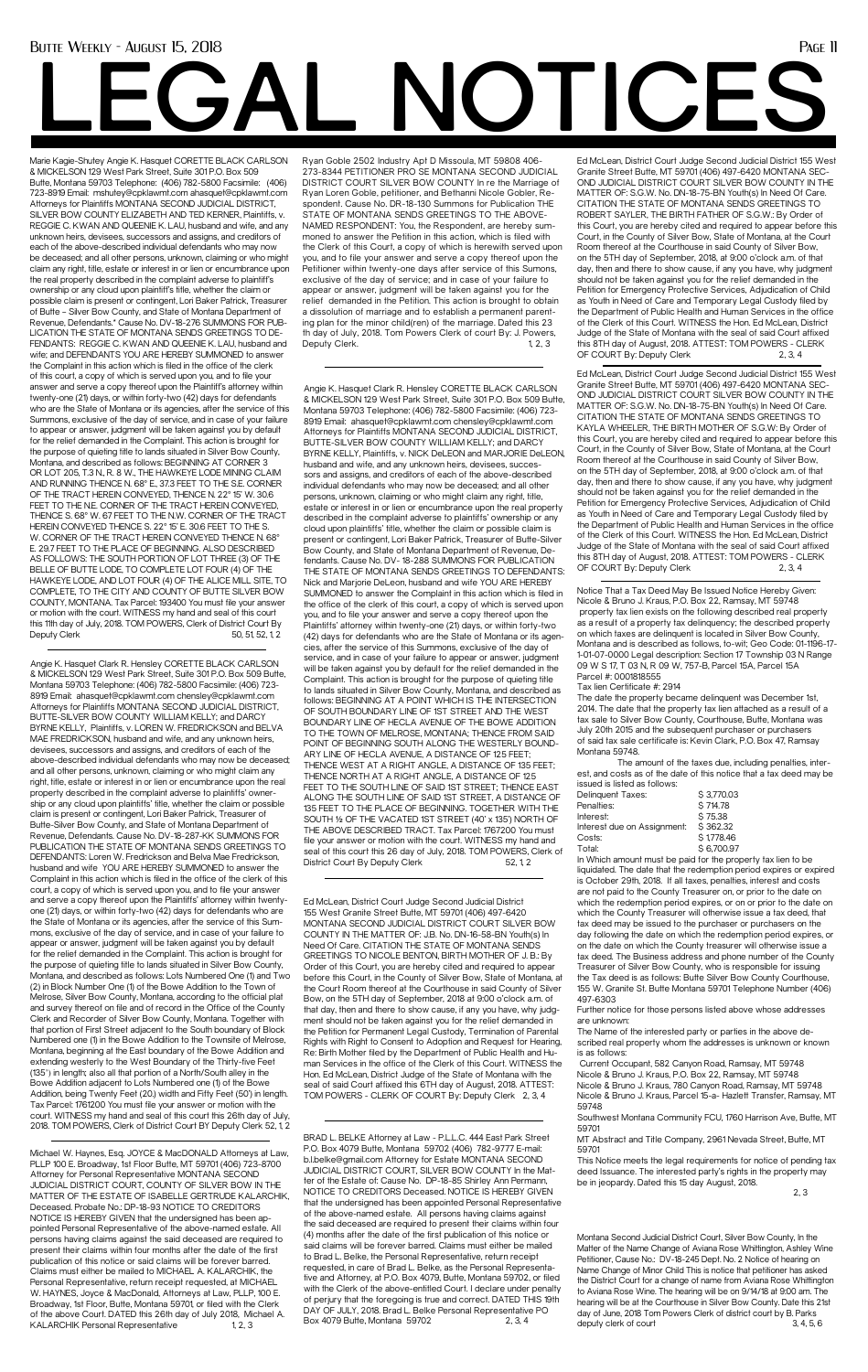# LEGAL NOTICES

Marie Kagie-Shutey Angie K. Hasquet CORETTE BLACK CARLSON & MICKELSON 129 West Park Street, Suite 301 P.O. Box 509 Butte, Montana 59703 Telephone: (406) 782-5800 Facsimile: (406) 723-8919 Email: mshutey@cpklawmt.com ahasquet@cpklawmt.com Attorneys for Plaintiffs MONTANA SECOND JUDICIAL DISTRICT, SILVER BOW COUNTY ELIZABETH AND TED KERNER, Plaintiffs, v. REGGIE C. KWAN AND QUEENIE K. LAU, husband and wife, and any unknown heirs, devisees, successors and assigns, and creditors of each of the above-described individual defendants who may now be deceased; and all other persons, unknown, claiming or who might claim any right, title, estate or interest in or lien or encumbrance upon the real property described in the complaint adverse to plaintiff's ownership or any cloud upon plaintiff's title, whether the claim or possible claim is present or contingent, Lori Baker Patrick, Treasurer of Butte – Silver Bow County, and State of Montana Department of Revenue, Defendants.* Cause No. DV-18-276 SUMMONS FOR PUBLICATION THE STATE OF MONTANA SENDS GREETINGS TO DEFENDANTS: REGGIE C. KWAN AND QUEENIE K. LAU, husband and wife; and DEFENDANTS YOU ARE HEREBY SUMMONED to answer the Complaint in this action which is filed in the office of the clerk of this court, a copy of which is served upon you, and to file your answer and serve a copy thereof upon the Plaintiff's attorney within twenty-one (21) days, or within forty-two (42) days for defendants who are the State of Montana or its agencies, after the service of this Summons, exclusive of the day of service, and in case of your failure to appear or answer, judgment will be taken against you by default for the relief demanded in the Complaint. This action is brought for the purpose of quieting title to lands situated in Silver Bow County, Montana, and described as follows: BEGINNING AT CORNER 3 OR LOT 205, T.3 N., R. 8 W., THE HAWKEYE LODE MINING CLAIM AND RUNNING THENCE N. 68° E., 37.3 FEET TO THE S.E. CORNER OF THE TRACT HEREIN CONVEYED, THENCE N. 22° 15' W. 30.6 FEET TO THE NE. CORNER OF THE TRACT HEREIN CONVEYED, THENCE S. 68° W. 67 FEET TO THE N.W. CORNER OF THE TRACT HEREIN CONVEYED THENCE S. 22° 15' E. 30.6 FEET TO THE S. W. CORNER OF THE TRACT HEREIN CONVEYED THENCE N. 68° E. 29.7 FEET TO THE PLACE OF BEGINNING. ALSO DESCRIBED AS FOLLOWS: THE SOUTH PORTION OF LOT THREE (3) OF THE BELLE OF BUTTE LODE, TO COMPLETE LOT FOUR (4) OF THE HAWKEYE LODE, AND LOT FOUR (4) OF THE ALICE MILL SITE, TO COMPLETE, TO THE CITY AND COUNTY OF BUTTE SILVER BOW COUNTY, MONTANA. Tax Parcel: 193400 You must file your answer or motion with the court. WITNESS my hand and seal of this court this 11th day of July, 2018. TOM POWERS, Clerk of District Court By Deputy Clerk 50, 51, 52, 1, 2

Angie K. Hasquet Clark R. Hensley CORETTE BLACK CARLSON & MICKELSON 129 West Park Street, Suite 301 P.O. Box 509 Butte, Montana 59703 Telephone: (406) 782-5800 Facsimile: (406) 723-8919 Email: ahasquet@cpklawmt.com chensley@cpklawmt.com Attorneys for Plaintiffs MONTANA SECOND JUDICIAL DISTRICT, BUTTE-SILVER BOW COUNTY WILLIAM KELLY; and DARCY BYRNE KELLY, Plaintiffs, v. LOREN W. FREDRICKSON and BELVA MAE FREDRICKSON, husband and wife, and any unknown heirs, devisees, successors and assigns, and creditors of each of the above-described individual defendants who may now be deceased; and all other persons, unknown, claiming or who might claim any right, title, estate or interest in or lien or encumbrance upon the real property described in the complaint adverse to plaintiffs' ownership or any cloud upon plaintiffs' title, whether the claim or possible claim is present or contingent, Lori Baker Patrick, Treasurer of Butte-Silver Bow County, and State of Montana Department of Revenue, Defendants. Cause No. DV-18-287-KK SUMMONS FOR PUBLICATION THE STATE OF MONTANA SENDS GREETINGS TO DEFENDANTS: Loren W. Fredrickson and Belva Mae Fredrickson, husband and wife YOU ARE HEREBY SUMMONED to answer the Complaint in this action which is filed in the office of the clerk of this court, a copy of which is served upon you, and to file your answer and serve a copy thereof upon the Plaintiffs' attorney within twenty-one (21) days, or within forty-two (42) days for defendants who are the State of Montana or its agencies, after the service of this Summons, exclusive of the day of service, and in case of your failure to appear or answer, judgment will be taken against you by default for the relief demanded in the Complaint. This action is brought for the purpose of quieting title to lands situated in Silver Bow County, Montana, and described as follows: Lots Numbered One (1) and Two (2) in Block Number One (1) of the Bowe Addition to the Town of Melrose, Silver Bow County, Montana, according to the official plat and survey thereof on file and of record in the Office of the County Clerk and Recorder of Silver Bow County, Montana. Together with that portion of First Street adjacent to the South boundary of Block Numbered one (1) in the Bowe Addition to the Townsite of Melrose, Montana, beginning at the East boundary of the Bowe Addition and extending westerly to the West Boundary of the Thirty-five Feet (135') in length; also all that portion of a North/South alley in the Bowe Addition adjacent to Lots Numbered one (1) of the Bowe Addition, being Twenty Feet (20.) width and Fifty Feet (50') in length. Tax Parcel: 1761200 You must file your answer or motion with the court. WITNESS my hand and seal of this court this 26th day of July, 2018. TOM POWERS, Clerk of District Court BY Deputy Clerk 52, 1, 2

Michael W. Haynes, Esq. JOYCE & MacDONALD Attorneys at Law, PLLP 100 E. Broadway, 1st Floor Butte, MT 59701 (406) 723-8700 Attorney for Personal Representative MONTANA SECOND JUDICIAL DISTRICT COURT, COUNTY OF SILVER BOW IN THE MATTER OF THE ESTATE OF ISABELLE GERTRUDE KALARCHIK, Deceased. Probate No.: DP-18-93 NOTICE TO CREDITORS NOTICE IS HEREBY GIVEN that the undersigned has been appointed Personal Representative of the above-named estate. All persons having claims against the said deceased are required to present their claims within four months after the date of the first publication of this notice or said claims will be forever barred. Claims must either be mailed to MICHAEL A. KALARCHIK, the Personal Representative, return receipt requested, at MICHAEL W. HAYNES, Joyce & MacDonald, Attorneys at Law, PLLP, 100 E. Broadway, 1st Floor, Butte, Montana 59701, or filed with the Clerk of the above Court. DATED this 26th day of July 2018, Michael A. KALARCHIK Personal Representative 1, 2, 3

Ryan Goble 2502 Industry Apt D Missoula, MT 59808 406-273-8344 PETITIONER PRO SE MONTANA SECOND JUDICIAL DISTRICT COURT SILVER BOW COUNTY In re the Marriage of Ryan Loren Goble, petitioner, and Bethanni Nicole Gobler, Respondent. Cause No. DR-18-130 Summons for Publication THE STATE OF MONTANA SENDS GREETINGS TO THE ABOVE-NAMED RESPONDENT: You, the Respondent, are hereby summoned to answer the Petition in this action, which is filed with the Clerk of this Court, a copy of which is herewith served upon you, and to file your answer and serve a copy thereof upon the Petitioner within twenty-one days after service of this Summons, exclusive of the day of service; and in case of your failure to appear or answer, judgment will be taken against you for the relief demanded in the Petition. This action is brought to obtain a dissolution of marriage and to establish a permanent parenting plan for the minor child(ren) of the marriage. Dated this 23 th day of July, 2018. Tom Powers Clerk of court By: J. Powers, Deputy Clerk. 1, 2, 3

Angie K. Hasquet Clark R. Hensley CORETTE BLACK CARLSON & MICKELSON 129 West Park Street, Suite 301 P.O. Box 509 Butte, Montana 59703 Telephone: (406) 782-5800 Facsimile: (406) 723-8919 Email: ahasquet@cpklawmt.com chensley@cpklawmt.com Attorneys for Plaintiffs MONTANA SECOND JUDICIAL DISTRICT, BUTTE-SILVER BOW COUNTY WILLIAM KELLY; and DARCY BYRNE KELLY, Plaintiffs, v. NICK DeLEON and MARJORIE DeLEON, husband and wife, and any unknown heirs, devisees, successors and assigns, and creditors of each of the above-described individual defendants who may now be deceased; and all other persons, unknown, claiming or who might claim any right, title, estate or interest in or lien or encumbrance upon the real property described in the complaint adverse to plaintiffs' ownership or any cloud upon plaintiffs' title, whether the claim or possible claim is present or contingent, Lori Baker Patrick, Treasurer of Butte-Silver Bow County, and State of Montana Department of Revenue, Defendants. Cause No. DV- 18-288 SUMMONS FOR PUBLICATION THE STATE OF MONTANA SENDS GREETINGS TO DEFENDANTS: Nick and Marjorie DeLeon, husband and wife YOU ARE HEREBY SUMMONED to answer the Complaint in this action which is filed in the office of the clerk of this court, a copy of which is served upon you, and to file your answer and serve a copy thereof upon the Plaintiffs' attorney within twenty-one (21) days, or within forty-two (42) days for defendants who are the State of Montana or its agencies, after the service of this Summons, exclusive of the day of service, and in case of your failure to appear or answer, judgment will be taken against you by default for the relief demanded in the Complaint. This action is brought for the purpose of quieting title to lands situated in Silver Bow County, Montana, and described as follows: BEGINNING AT A POINT WHICH IS THE INTERSECTION OF SOUTH BOUNDARY LINE OF 1ST STREET AND THE WEST BOUNDARY LINE OF HECLA AVENUE OF THE BOWE ADDITION TO THE TOWN OF MELROSE, MONTANA; THENCE FROM SAID POINT OF BEGINNING SOUTH ALONG THE WESTERLY BOUNDARY LINE OF HECLA AVENUE, A DISTANCE OF 125 FEET; THENCE WEST AT A RIGHT ANGLE, A DISTANCE OF 135 FEET; THENCE NORTH AT A RIGHT ANGLE, A DISTANCE OF 125 FEET TO THE SOUTH LINE OF SAID 1ST STREET; THENCE EAST ALONG THE SOUTH LINE OF SAID 1ST STREET, A DISTANCE OF 135 FEET TO THE PLACE OF BEGINNING. TOGETHER WITH THE SOUTH ½ OF THE VACATED 1ST STREET (40' x 135') NORTH OF THE ABOVE DESCRIBED TRACT. Tax Parcel: 1767200 You must file your answer or motion with the court. WITNESS my hand and seal of this court this 26 day of July, 2018. TOM POWERS, Clerk of District Court By Deputy Clerk 52, 1, 2

Ed McLean, District Court Judge Second Judicial District 155 West Granite Street Butte, MT 59701 (406) 497-6420 MONTANA SECOND JUDICIAL DISTRICT COURT SILVER BOW COUNTY IN THE MATTER OF: J.B. No. DN-16-58-BN Youth(s) In Need Of Care. CITATION THE STATE OF MONTANA SENDS GREETINGS TO NICOLE BENTON, BIRTH MOTHER OF J.B.: By Order of this Court, you are hereby cited and required to appear before this Court, in the County of Silver Bow, State of Montana, at the Court Room thereof at the Courthouse in said County of Silver Bow, on the 5TH day of September, 2018 at 9:00 o'clock a.m. of that day, then and there to show cause, if any you have, why judgment should not be taken against you for the relief demanded in the Petition for Permanent Legal Custody, Termination of Parental Rights with Right to Consent to Adoption and Request for Hearing, Re: Birth Mother filed by the Department of Public Health and Human Services in the office of the Clerk of this Court. WITNESS the Hon. Ed McLean, District Judge of the State of Montana with the seal of said Court affixed this 6TH day of August, 2018. ATTEST: TOM POWERS - CLERK OF COURT By: Deputy Clerk 2, 3, 4

BRAD L. BELKE Attorney at Law - P.L.L.C. 444 East Park Street P.O. Box 4079 Butte, Montana 59702 (406) 782-9777 E-mail: b.l.belke@gmail.com Attorney for Estate MONTANA SECOND JUDICIAL DISTRICT COURT, SILVER BOW COUNTY In the Matter of the Estate of: Cause No. DP-18-85 Shirley Ann Perrmann, NOTICE TO CREDITORS Deceased. NOTICE IS HEREBY GIVEN that the undersigned has been appointed Personal Representative of the above-named estate. All persons having claims against the said deceased are required to present their claims within four (4) months after the date of the first publication of this notice or said claims will be forever barred. Claims must either be mailed to Brad L. Belke, the Personal Representative, return receipt requested, in care of Brad L. Belke, as the Personal Representative and Attorney, at P.O. Box 4079, Butte, Montana 59702, or filed with the Clerk of the above-entitled Court. I declare under penalty of perjury that the foregoing is true and correct. DATED THIS 19th DAY OF JULY, 2018. Brad L. Belke Personal Representative PO Box 4079 Butte, Montana 59702 2, 3, 4

Ed McLean, District Court Judge Second Judicial District 155 West Granite Street Butte, MT 59701 (406) 497-6420 MONTANA SECOND JUDICIAL DISTRICT COURT SILVER BOW COUNTY IN THE MATTER OF: S.G.W. No. DN-18-75-BN Youth(s) In Need Of Care. CITATION THE STATE OF MONTANA SENDS GREETINGS TO ROBERT SAYLER, THE BIRTH FATHER OF S.G.W.: By Order of this Court, you are hereby cited and required to appear before this Court, in the County of Silver Bow, State of Montana, at the Court Room thereof at the Courthouse in said County of Silver Bow, on the 5TH day of September, 2018, at 9:00 o'clock a.m. of that day, then and there to show cause, if any you have, why judgment should not be taken against you for the relief demanded in the Petition for Emergency Protective Services, Adjudication of Child as Youth in Need of Care and Temporary Legal Custody filed by the Department of Public Health and Human Services in the office of the Clerk of this Court. WITNESS the Hon. Ed McLean, District Judge of the State of Montana with the seal of said Court affixed this 8TH day of August, 2018. ATTEST: TOM POWERS - CLERK OF COURT By: Deputy Clerk 2, 3, 4

Ed McLean, District Court Judge Second Judicial District 155 West Granite Street Butte, MT 59701 (406) 497-6420 MONTANA SECOND JUDICIAL DISTRICT COURT SILVER BOW COUNTY IN THE MATTER OF: S.G.W. No. DN-18-75-BN Youth(s) In Need Of Care. CITATION THE STATE OF MONTANA SENDS GREETINGS TO KAYLA WHEELER, THE BIRTH MOTHER OF S.G.W.: By Order of this Court, you are hereby cited and required to appear before this Court, in the County of Silver Bow, State of Montana, at the Court Room thereof at the Courthouse in said County of Silver Bow, on the 5TH day of September, 2018, at 9:00 o'clock a.m. of that day, then and there to show cause, if any you have, why judgment should not be taken against you for the relief demanded in the Petition for Emergency Protective Services, Adjudication of Child as Youth in Need of Care and Temporary Legal Custody filed by the Department of Public Health and Human Services in the office of the Clerk of this Court. WITNESS the Hon. Ed McLean, District Judge of the State of Montana with the seal of said Court affixed this 8TH day of August, 2018. ATTEST: TOM POWERS - CLERK OF COURT By: Deputy Clerk 2, 3, 4

Notice That a Tax Deed May Be Issued Notice Hereby Given: Nicole & Bruno J. Kraus, P.O. Box 22, Ramsay, MT 59748 property tax lien exists on the following described real property as a result of a property tax delinquency; the described property on which taxes are delinquent is located in Silver Bow County, Montana and is described as follows, to-wit; Geo Code: 01-1196-17-1-01-07-0000 Legal description: Section 17 Township 03 N Range 09 W S 17, T 03 N, R 09 W, 757-B, Parcel 15A, Parcel 15A Parcel #: 0001818555
Tax lien Certificate #: 2914
The date the property became delinquent was December 1st, 2014. The date that the property tax lien attached as a result of a tax sale to Silver Bow County, Courthouse, Butte, Montana was July 20th 2015 and the subsequent purchaser or purchasers of said tax sale certificate is: Kevin Clark, P.O. Box 47, Ramsay Montana 59748.
The amount of the taxes due, including penalties, interest, and costs as of the date of this notice that a tax deed may be issued is listed as follows:

| | |
|---|---|
| Delinquent Taxes: | $ 3,770.03 |
| Penalties: | $ 714.78 |
| Interest: | $ 75.38 |
| Interest due on Assignment: | $ 362.32 |
| Costs: | $ 1,778.46 |
| Total: | $ 6,700.97 |

In Which amount must be paid for the property tax lien to be liquidated. The date that the redemption period expires or expired is October 29th, 2018. If all taxes, penalties, interest and costs are not paid to the County Treasurer on, or prior to the date on which the redemption period expires, or on or prior to the date on which the County Treasurer will otherwise issue a tax deed, that tax deed may be issued to the purchaser or purchasers on the day following the date on which the redemption period expires, or on the date on which the County treasurer will otherwise issue a tax deed. The Business address and phone number of the County Treasurer of Silver Bow County, who is responsible for issuing the Tax deed is as follows: Butte Silver Bow County Courthouse, 155 W. Granite St. Butte Montana 59701 Telephone Number (406) 497-6303
Further notice for those persons listed above whose addresses are unknown:
The Name of the interested party or parties in the above described real property whom the addresses is unknown or known is as follows:
Current Occupant, 582 Canyon Road, Ramsay, MT 59748
Nicole & Bruno J. Kraus, P.O. Box 22, Ramsay, MT 59748
Nicole & Bruno J. Kraus, 780 Canyon Road, Ramsay, MT 59748
Nicole & Bruno J. Kraus, Parcel 15-a- Hazlett Transfer, Ramsay, MT 59748
Southwest Montana Community FCU, 1760 Harrison Ave, Butte, MT 59701
MT Abstract and Title Company, 2961 Nevada Street, Butte, MT 59701
This Notice meets the legal requirements for notice of pending tax deed Issuance. The interested party's rights in the property may be in jeopardy. Dated this 15 day August, 2018.
2, 3

Montana Second Judicial District Court, Silver Bow County, In the Matter of the Name Change of Aviana Rose Whittington, Ashley Wine Petitioner, Cause No.: DV-18-245 Dept. No. 2 Notice of hearing on Name Change of Minor Child This is notice that petitioner has asked the District Court for a change of name from Aviana Rose Whittington to Aviana Rose Wine. The hearing will be on 9/14/18 at 9:00 am. The hearing will be at the Courthouse in Silver Bow County. Date this 21st day of June, 2018 Tom Powers Clerk of district court by B. Parks deputy clerk of court 3, 4, 5, 6